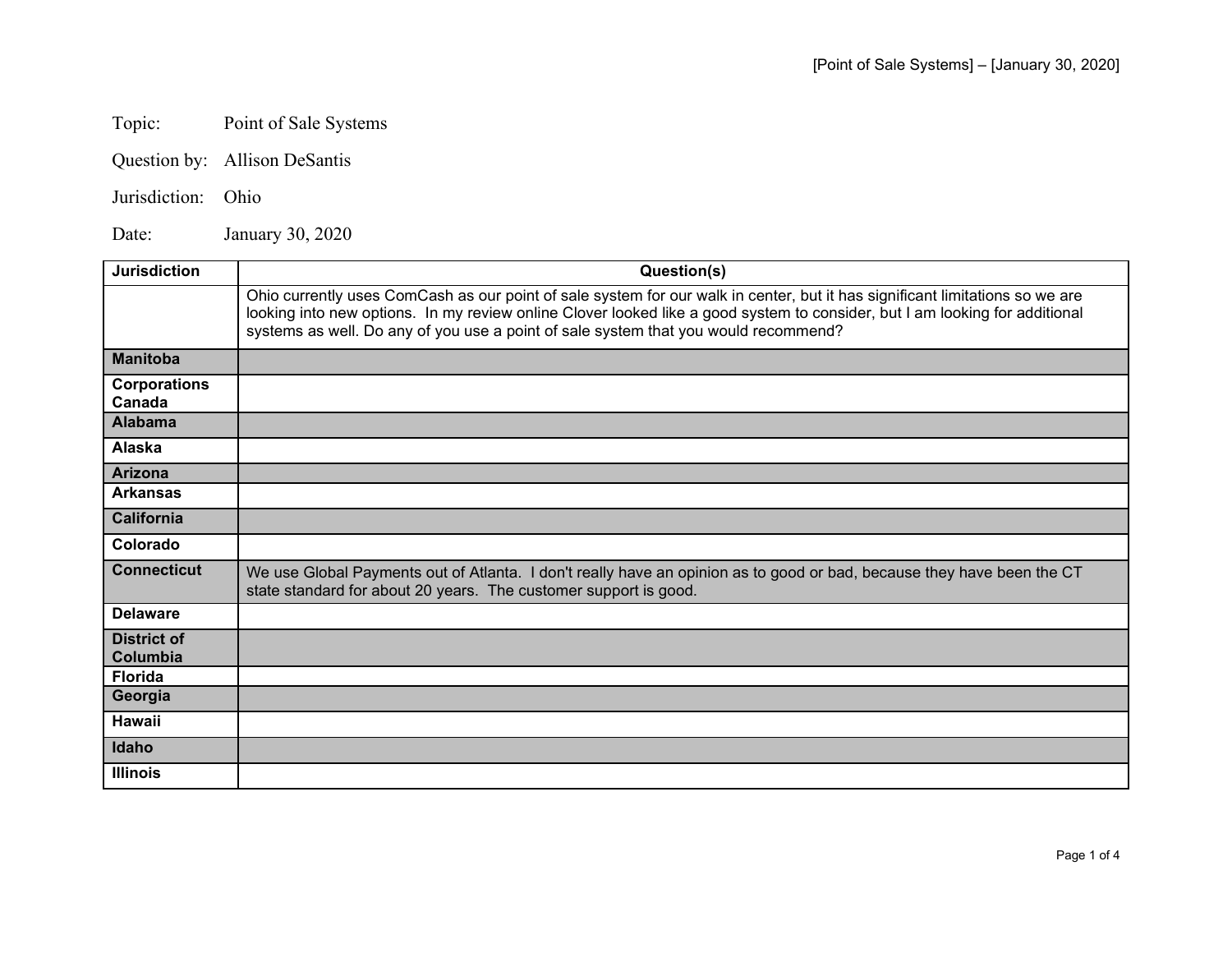Topic: Point of Sale Systems

Question by: Allison DeSantis

Jurisdiction: Ohio

Date: January 30, 2020

| Jurisdiction | Question(s) |
| --- | --- |
| | Ohio currently uses ComCash as our point of sale system for our walk in center, but it has significant limitations so we are looking into new options. In my review online Clover looked like a good system to consider, but I am looking for additional systems as well. Do any of you use a point of sale system that you would recommend? |
| **Manitoba** | |
| **Corporations Canada** | |
| **Alabama** | |
| **Alaska** | |
| **Arizona** | |
| **Arkansas** | |
| **California** | |
| **Colorado** | |
| **Connecticut** | We use Global Payments out of Atlanta. I don't really have an opinion as to good or bad, because they have been the CT state standard for about 20 years. The customer support is good. |
| **Delaware** | |
| **District of Columbia** | |
| **Florida** | |
| **Georgia** | |
| **Hawaii** | |
| **Idaho** | |
| **Illinois** | |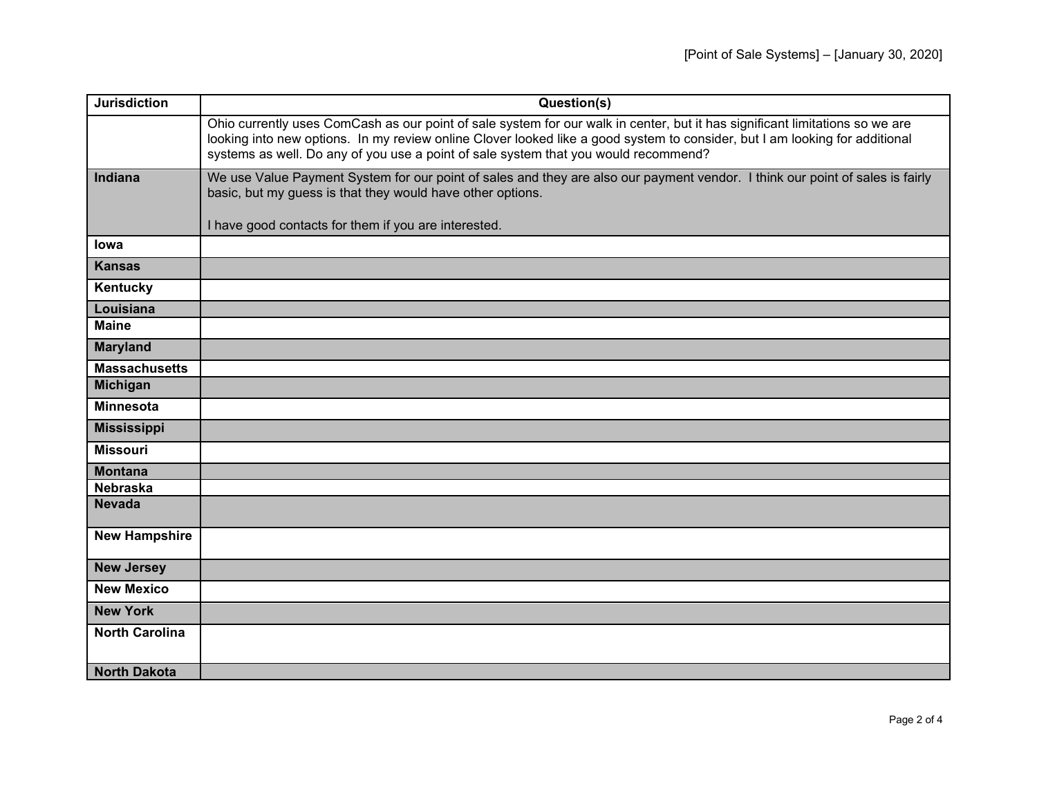| Jurisdiction | Question(s) |
|---|---|
| | Ohio currently uses ComCash as our point of sale system for our walk in center, but it has significant limitations so we are looking into new options. In my review online Clover looked like a good system to consider, but I am looking for additional systems as well. Do any of you use a point of sale system that you would recommend? |
| **Indiana** | We use Value Payment System for our point of sales and they are also our payment vendor. I think our point of sales is fairly basic, but my guess is that they would have other options.<br><br>I have good contacts for them if you are interested. |
| **Iowa** | |
| **Kansas** | |
| **Kentucky** | |
| **Louisiana** | |
| **Maine** | |
| **Maryland** | |
| **Massachusetts** | |
| **Michigan** | |
| **Minnesota** | |
| **Mississippi** | |
| **Missouri** | |
| **Montana** | |
| **Nebraska** | |
| **Nevada** | |
| **New Hampshire** | |
| **New Jersey** | |
| **New Mexico** | |
| **New York** | |
| **North Carolina** | |
| **North Dakota** | |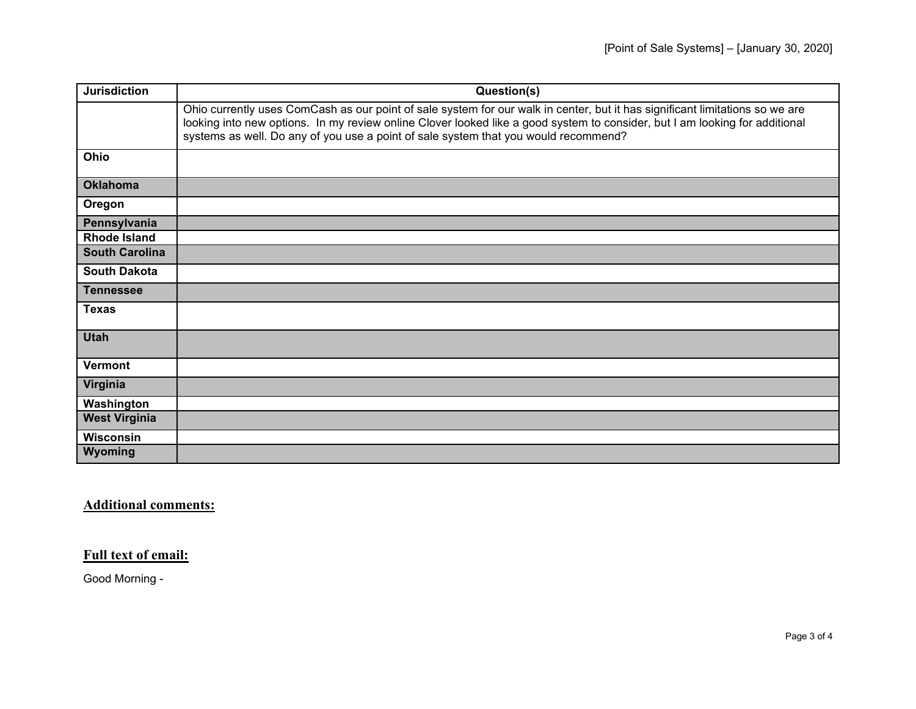| Jurisdiction | Question(s) |
|---|---|
| | Ohio currently uses ComCash as our point of sale system for our walk in center, but it has significant limitations so we are looking into new options.  In my review online Clover looked like a good system to consider, but I am looking for additional systems as well. Do any of you use a point of sale system that you would recommend? |
| **Ohio** | |
| **Oklahoma** | |
| **Oregon** | |
| **Pennsylvania** | |
| **Rhode Island** | |
| **South Carolina** | |
| **South Dakota** | |
| **Tennessee** | |
| **Texas** | |
| **Utah** | |
| **Vermont** | |
| **Virginia** | |
| **Washington** | |
| **West Virginia** | |
| **Wisconsin** | |
| **Wyoming** | |

## Additional comments:

## Full text of email:

Good Morning -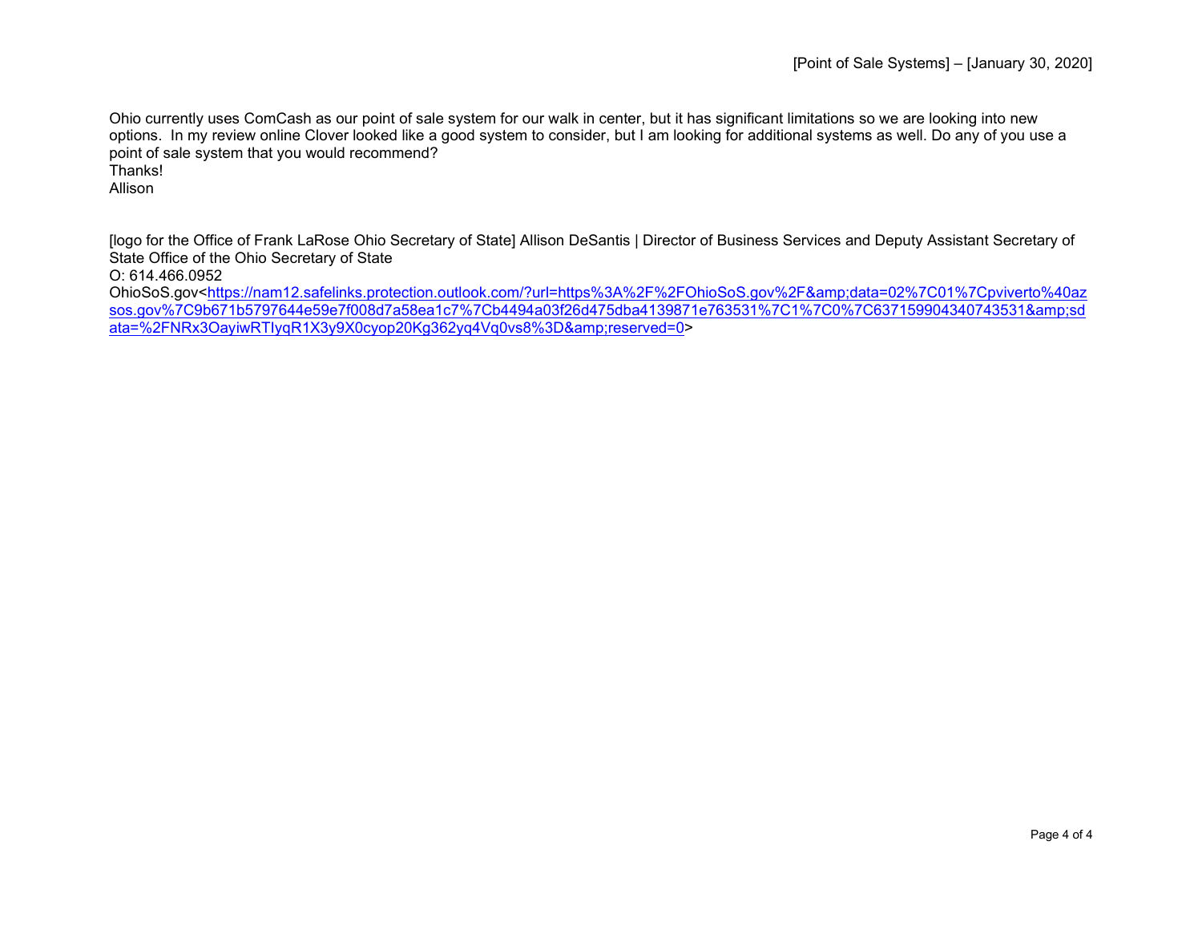Ohio currently uses ComCash as our point of sale system for our walk in center, but it has significant limitations so we are looking into new options. In my review online Clover looked like a good system to consider, but I am looking for additional systems as well. Do any of you use a point of sale system that you would recommend?
Thanks!
Allison

[logo for the Office of Frank LaRose Ohio Secretary of State] Allison DeSantis | Director of Business Services and Deputy Assistant Secretary of State Office of the Ohio Secretary of State
O: 614.466.0952
OhioSoS.gov<https://nam12.safelinks.protection.outlook.com/?url=https%3A%2F%2FOhioSoS.gov%2F&amp;data=02%7C01%7Cpviverto%40azsos.gov%7C9b671b5797644e59e7f008d7a58ea1c7%7Cb4494a03f26d475dba4139871e763531%7C1%7C0%7C637159904340743531&amp;sdata=%2FNRx3OayiwRTIyqR1X3y9X0cyop20Kg362yq4Vq0vs8%3D&amp;reserved=0>